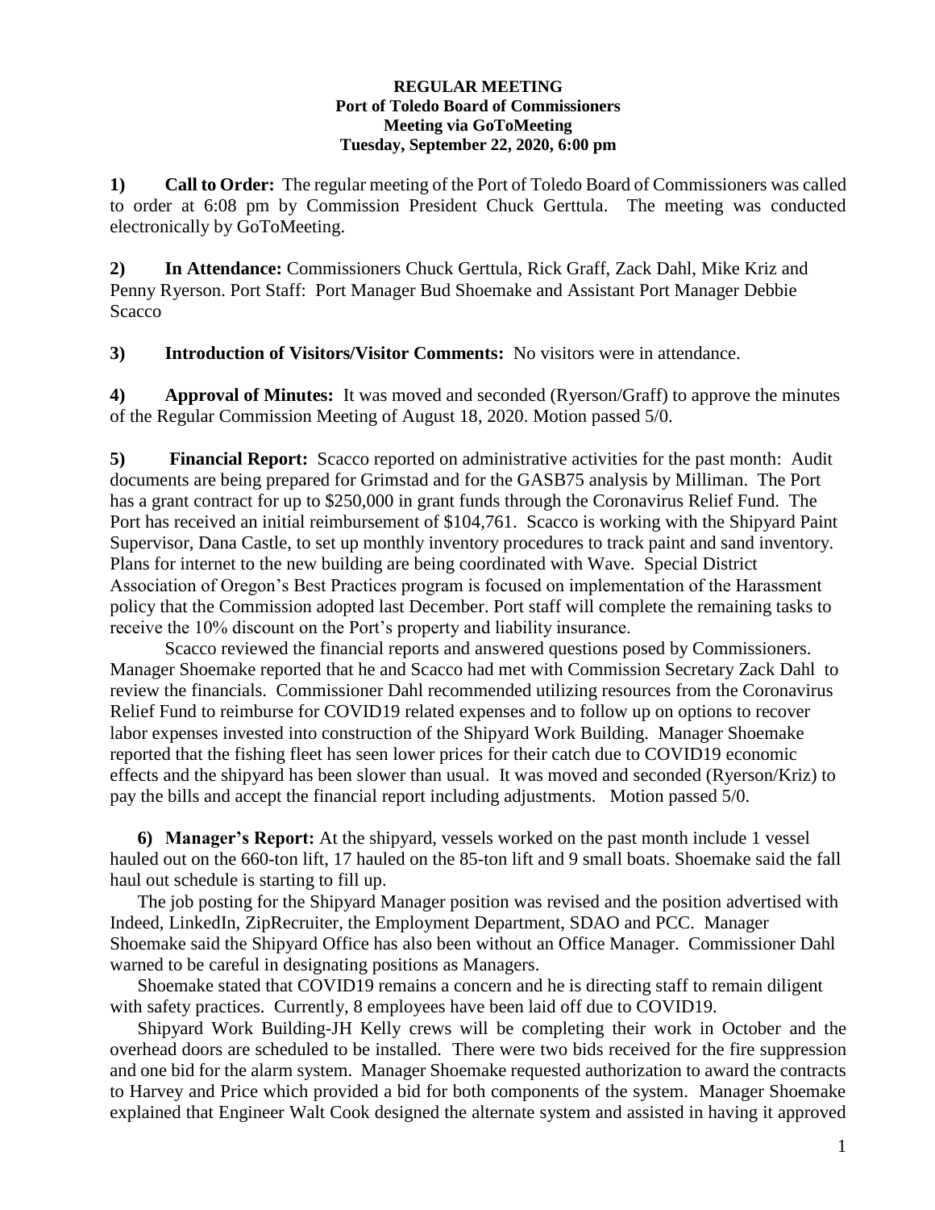**REGULAR MEETING**
**Port of Toledo Board of Commissioners**
**Meeting via GoToMeeting**
**Tuesday, September 22, 2020, 6:00 pm**

**1) Call to Order:** The regular meeting of the Port of Toledo Board of Commissioners was called to order at 6:08 pm by Commission President Chuck Gerttula. The meeting was conducted electronically by GoToMeeting.

**2) In Attendance:** Commissioners Chuck Gerttula, Rick Graff, Zack Dahl, Mike Kriz and Penny Ryerson. Port Staff: Port Manager Bud Shoemake and Assistant Port Manager Debbie Scacco

**3) Introduction of Visitors/Visitor Comments:** No visitors were in attendance.

**4) Approval of Minutes:** It was moved and seconded (Ryerson/Graff) to approve the minutes of the Regular Commission Meeting of August 18, 2020. Motion passed 5/0.

**5) Financial Report:** Scacco reported on administrative activities for the past month: Audit documents are being prepared for Grimstad and for the GASB75 analysis by Milliman. The Port has a grant contract for up to $250,000 in grant funds through the Coronavirus Relief Fund. The Port has received an initial reimbursement of $104,761. Scacco is working with the Shipyard Paint Supervisor, Dana Castle, to set up monthly inventory procedures to track paint and sand inventory. Plans for internet to the new building are being coordinated with Wave. Special District Association of Oregon's Best Practices program is focused on implementation of the Harassment policy that the Commission adopted last December. Port staff will complete the remaining tasks to receive the 10% discount on the Port's property and liability insurance.

Scacco reviewed the financial reports and answered questions posed by Commissioners. Manager Shoemake reported that he and Scacco had met with Commission Secretary Zack Dahl to review the financials. Commissioner Dahl recommended utilizing resources from the Coronavirus Relief Fund to reimburse for COVID19 related expenses and to follow up on options to recover labor expenses invested into construction of the Shipyard Work Building. Manager Shoemake reported that the fishing fleet has seen lower prices for their catch due to COVID19 economic effects and the shipyard has been slower than usual. It was moved and seconded (Ryerson/Kriz) to pay the bills and accept the financial report including adjustments. Motion passed 5/0.

**6) Manager's Report:** At the shipyard, vessels worked on the past month include 1 vessel hauled out on the 660-ton lift, 17 hauled on the 85-ton lift and 9 small boats. Shoemake said the fall haul out schedule is starting to fill up.

The job posting for the Shipyard Manager position was revised and the position advertised with Indeed, LinkedIn, ZipRecruiter, the Employment Department, SDAO and PCC. Manager Shoemake said the Shipyard Office has also been without an Office Manager. Commissioner Dahl warned to be careful in designating positions as Managers.

Shoemake stated that COVID19 remains a concern and he is directing staff to remain diligent with safety practices. Currently, 8 employees have been laid off due to COVID19.

Shipyard Work Building-JH Kelly crews will be completing their work in October and the overhead doors are scheduled to be installed. There were two bids received for the fire suppression and one bid for the alarm system. Manager Shoemake requested authorization to award the contracts to Harvey and Price which provided a bid for both components of the system. Manager Shoemake explained that Engineer Walt Cook designed the alternate system and assisted in having it approved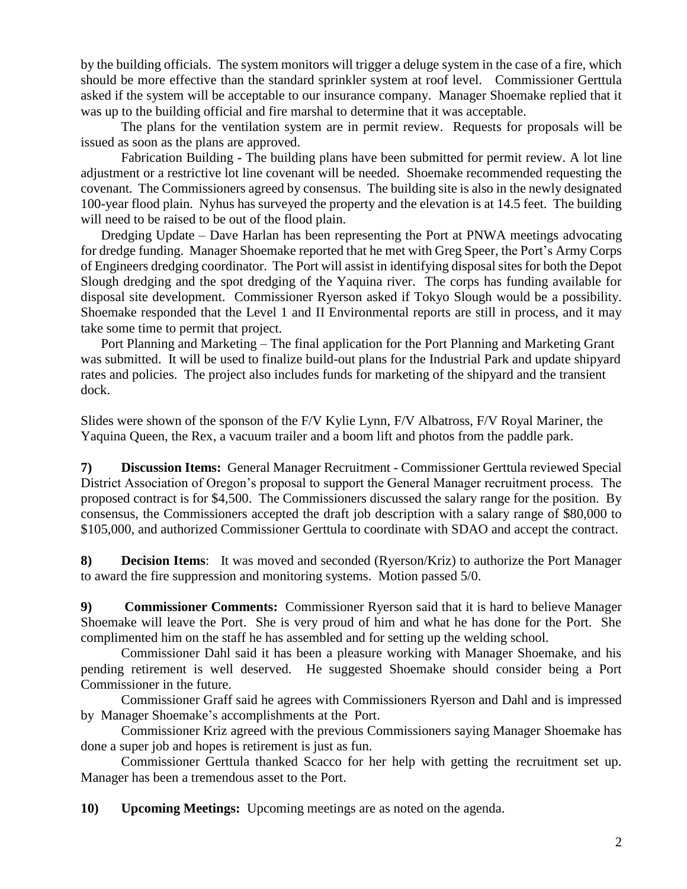by the building officials. The system monitors will trigger a deluge system in the case of a fire, which should be more effective than the standard sprinkler system at roof level. Commissioner Gerttula asked if the system will be acceptable to our insurance company. Manager Shoemake replied that it was up to the building official and fire marshal to determine that it was acceptable.

The plans for the ventilation system are in permit review. Requests for proposals will be issued as soon as the plans are approved.

Fabrication Building - The building plans have been submitted for permit review. A lot line adjustment or a restrictive lot line covenant will be needed. Shoemake recommended requesting the covenant. The Commissioners agreed by consensus. The building site is also in the newly designated 100-year flood plain. Nyhus has surveyed the property and the elevation is at 14.5 feet. The building will need to be raised to be out of the flood plain.

Dredging Update – Dave Harlan has been representing the Port at PNWA meetings advocating for dredge funding. Manager Shoemake reported that he met with Greg Speer, the Port's Army Corps of Engineers dredging coordinator. The Port will assist in identifying disposal sites for both the Depot Slough dredging and the spot dredging of the Yaquina river. The corps has funding available for disposal site development. Commissioner Ryerson asked if Tokyo Slough would be a possibility. Shoemake responded that the Level 1 and II Environmental reports are still in process, and it may take some time to permit that project.

Port Planning and Marketing – The final application for the Port Planning and Marketing Grant was submitted. It will be used to finalize build-out plans for the Industrial Park and update shipyard rates and policies. The project also includes funds for marketing of the shipyard and the transient dock.

Slides were shown of the sponson of the F/V Kylie Lynn, F/V Albatross, F/V Royal Mariner, the Yaquina Queen, the Rex, a vacuum trailer and a boom lift and photos from the paddle park.

**7) Discussion Items:** General Manager Recruitment - Commissioner Gerttula reviewed Special District Association of Oregon's proposal to support the General Manager recruitment process. The proposed contract is for $4,500. The Commissioners discussed the salary range for the position. By consensus, the Commissioners accepted the draft job description with a salary range of $80,000 to $105,000, and authorized Commissioner Gerttula to coordinate with SDAO and accept the contract.

**8) Decision Items**: It was moved and seconded (Ryerson/Kriz) to authorize the Port Manager to award the fire suppression and monitoring systems. Motion passed 5/0.

**9) Commissioner Comments:** Commissioner Ryerson said that it is hard to believe Manager Shoemake will leave the Port. She is very proud of him and what he has done for the Port. She complimented him on the staff he has assembled and for setting up the welding school.

Commissioner Dahl said it has been a pleasure working with Manager Shoemake, and his pending retirement is well deserved. He suggested Shoemake should consider being a Port Commissioner in the future.

Commissioner Graff said he agrees with Commissioners Ryerson and Dahl and is impressed by Manager Shoemake's accomplishments at the Port.

Commissioner Kriz agreed with the previous Commissioners saying Manager Shoemake has done a super job and hopes is retirement is just as fun.

Commissioner Gerttula thanked Scacco for her help with getting the recruitment set up. Manager has been a tremendous asset to the Port.

**10) Upcoming Meetings:** Upcoming meetings are as noted on the agenda.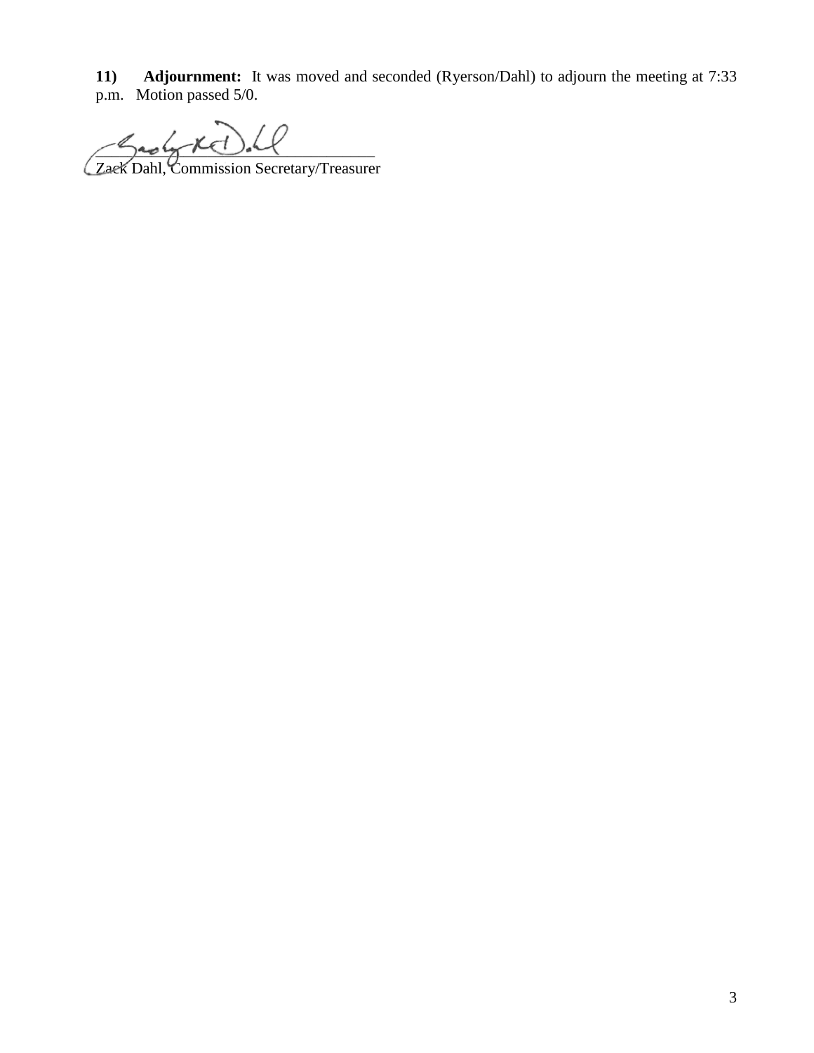**11) Adjournment:** It was moved and seconded (Ryerson/Dahl) to adjourn the meeting at 7:33 p.m. Motion passed 5/0.

\_\_\_\_\_\_\_\_\_\_\_\_\_\_\_\_\_\_\_\_\_\_\_\_\_\_\_\_\_\_\_\_\_\_

Zack Dahl, Commission Secretary/Treasurer